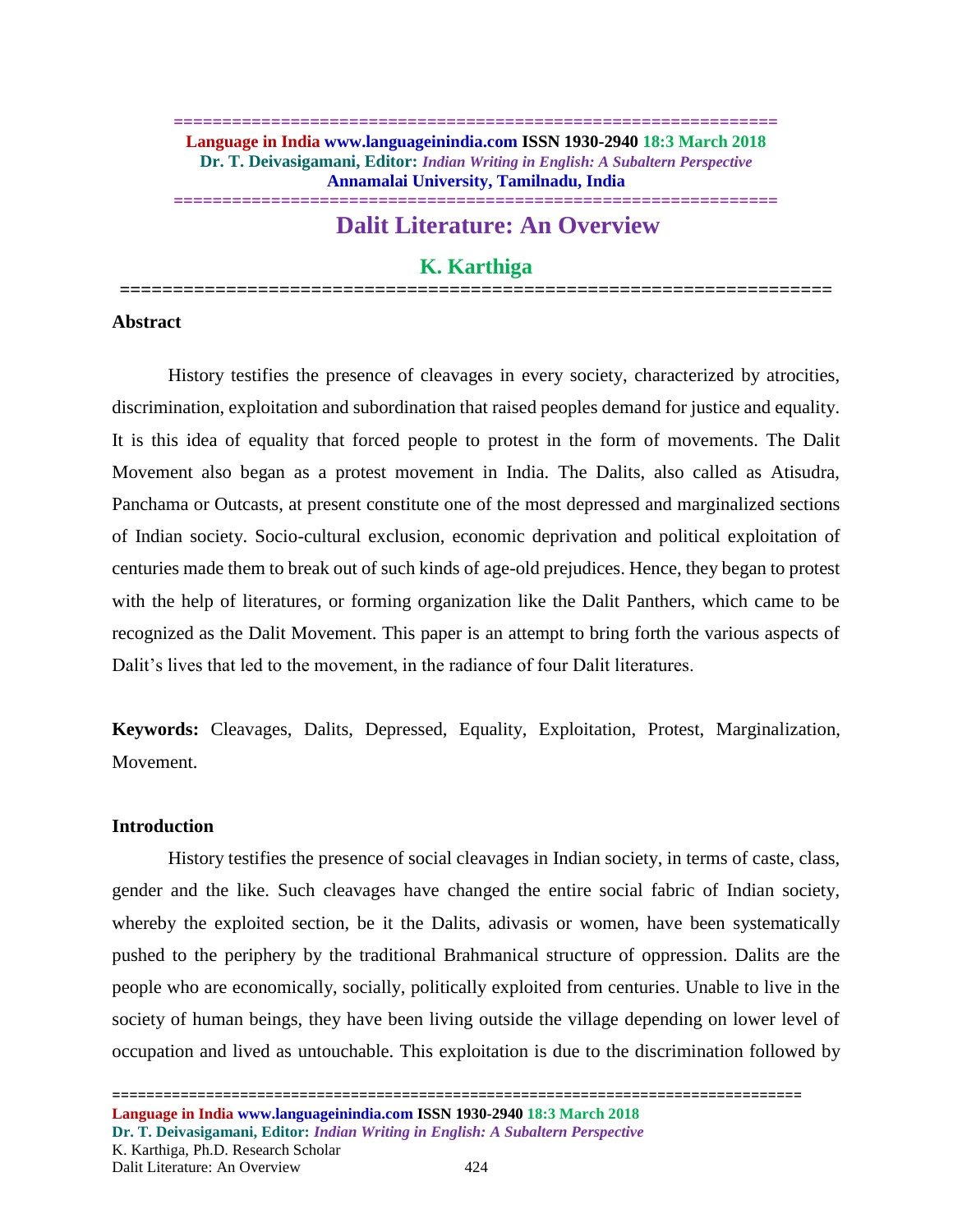# Dalit Literature: An Overview

## K. Karthiga

### Abstract

History testifies the presence of cleavages in every society, characterized by atrocities, discrimination, exploitation and subordination that raised peoples demand for justice and equality. It is this idea of equality that forced people to protest in the form of movements. The Dalit Movement also began as a protest movement in India. The Dalits, also called as Atisudra, Panchama or Outcasts, at present constitute one of the most depressed and marginalized sections of Indian society. Socio-cultural exclusion, economic deprivation and political exploitation of centuries made them to break out of such kinds of age-old prejudices. Hence, they began to protest with the help of literatures, or forming organization like the Dalit Panthers, which came to be recognized as the Dalit Movement. This paper is an attempt to bring forth the various aspects of Dalit's lives that led to the movement, in the radiance of four Dalit literatures.

**Keywords:** Cleavages, Dalits, Depressed, Equality, Exploitation, Protest, Marginalization, Movement.

### Introduction

History testifies the presence of social cleavages in Indian society, in terms of caste, class, gender and the like. Such cleavages have changed the entire social fabric of Indian society, whereby the exploited section, be it the Dalits, adivasis or women, have been systematically pushed to the periphery by the traditional Brahmanical structure of oppression. Dalits are the people who are economically, socially, politically exploited from centuries. Unable to live in the society of human beings, they have been living outside the village depending on lower level of occupation and lived as untouchable. This exploitation is due to the discrimination followed by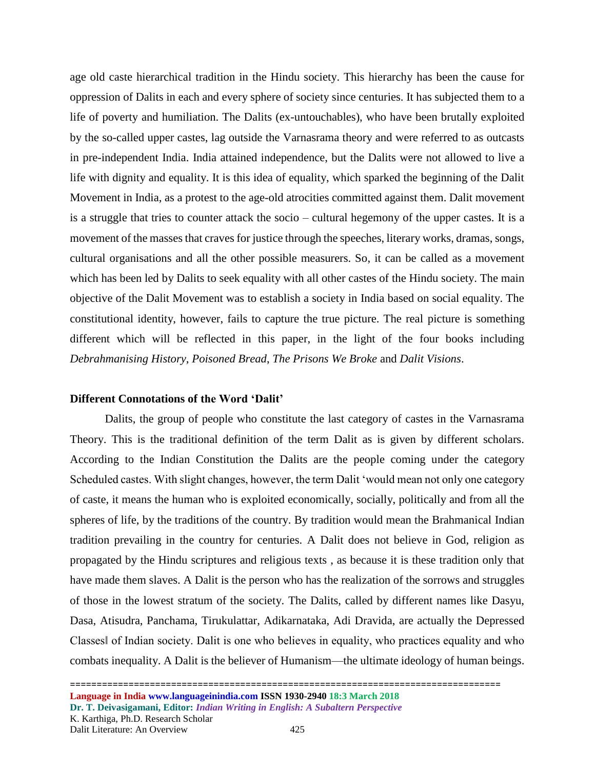age old caste hierarchical tradition in the Hindu society. This hierarchy has been the cause for oppression of Dalits in each and every sphere of society since centuries. It has subjected them to a life of poverty and humiliation. The Dalits (ex-untouchables), who have been brutally exploited by the so-called upper castes, lag outside the Varnasrama theory and were referred to as outcasts in pre-independent India. India attained independence, but the Dalits were not allowed to live a life with dignity and equality. It is this idea of equality, which sparked the beginning of the Dalit Movement in India, as a protest to the age-old atrocities committed against them. Dalit movement is a struggle that tries to counter attack the socio – cultural hegemony of the upper castes. It is a movement of the masses that craves for justice through the speeches, literary works, dramas, songs, cultural organisations and all the other possible measurers. So, it can be called as a movement which has been led by Dalits to seek equality with all other castes of the Hindu society. The main objective of the Dalit Movement was to establish a society in India based on social equality. The constitutional identity, however, fails to capture the true picture. The real picture is something different which will be reflected in this paper, in the light of the four books including *Debrahmanising History*, *Poisoned Bread*, *The Prisons We Broke* and *Dalit Visions*.

**Different Connotations of the Word 'Dalit'**

Dalits, the group of people who constitute the last category of castes in the Varnasrama Theory. This is the traditional definition of the term Dalit as is given by different scholars. According to the Indian Constitution the Dalits are the people coming under the category Scheduled castes. With slight changes, however, the term Dalit 'would mean not only one category of caste, it means the human who is exploited economically, socially, politically and from all the spheres of life, by the traditions of the country. By tradition would mean the Brahmanical Indian tradition prevailing in the country for centuries. A Dalit does not believe in God, religion as propagated by the Hindu scriptures and religious texts , as because it is these tradition only that have made them slaves. A Dalit is the person who has the realization of the sorrows and struggles of those in the lowest stratum of the society. The Dalits, called by different names like Dasyu, Dasa, Atisudra, Panchama, Tirukulattar, Adikarnataka, Adi Dravida, are actually the Depressed Classes‖ of Indian society. Dalit is one who believes in equality, who practices equality and who combats inequality. A Dalit is the believer of Humanism—the ultimate ideology of human beings.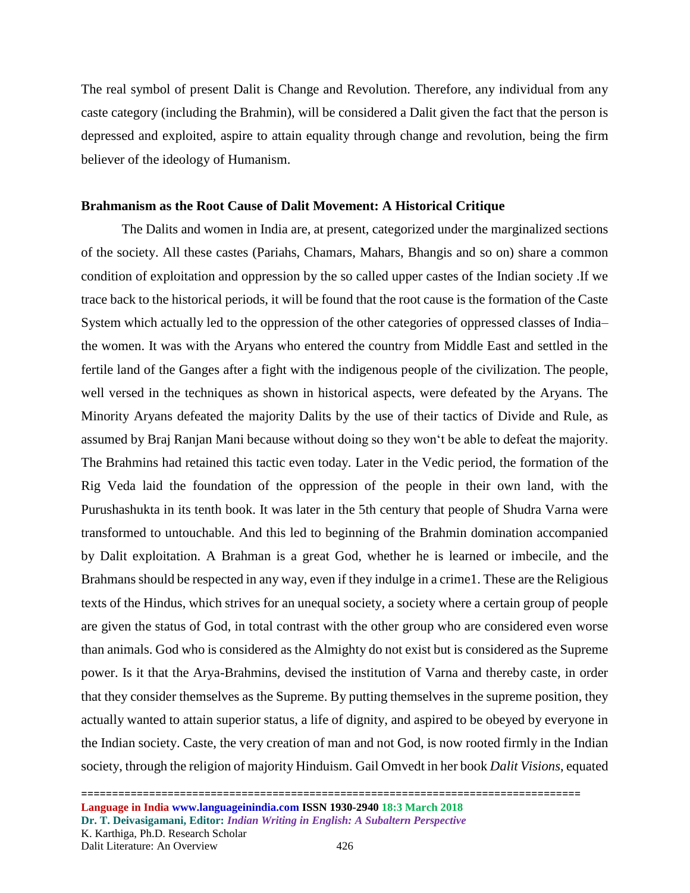The real symbol of present Dalit is Change and Revolution. Therefore, any individual from any caste category (including the Brahmin), will be considered a Dalit given the fact that the person is depressed and exploited, aspire to attain equality through change and revolution, being the firm believer of the ideology of Humanism.

### Brahmanism as the Root Cause of Dalit Movement: A Historical Critique

The Dalits and women in India are, at present, categorized under the marginalized sections of the society. All these castes (Pariahs, Chamars, Mahars, Bhangis and so on) share a common condition of exploitation and oppression by the so called upper castes of the Indian society .If we trace back to the historical periods, it will be found that the root cause is the formation of the Caste System which actually led to the oppression of the other categories of oppressed classes of India– the women. It was with the Aryans who entered the country from Middle East and settled in the fertile land of the Ganges after a fight with the indigenous people of the civilization. The people, well versed in the techniques as shown in historical aspects, were defeated by the Aryans. The Minority Aryans defeated the majority Dalits by the use of their tactics of Divide and Rule, as assumed by Braj Ranjan Mani because without doing so they won't be able to defeat the majority. The Brahmins had retained this tactic even today. Later in the Vedic period, the formation of the Rig Veda laid the foundation of the oppression of the people in their own land, with the Purushashukta in its tenth book. It was later in the 5th century that people of Shudra Varna were transformed to untouchable. And this led to beginning of the Brahmin domination accompanied by Dalit exploitation. A Brahman is a great God, whether he is learned or imbecile, and the Brahmans should be respected in any way, even if they indulge in a crime1. These are the Religious texts of the Hindus, which strives for an unequal society, a society where a certain group of people are given the status of God, in total contrast with the other group who are considered even worse than animals. God who is considered as the Almighty do not exist but is considered as the Supreme power. Is it that the Arya-Brahmins, devised the institution of Varna and thereby caste, in order that they consider themselves as the Supreme. By putting themselves in the supreme position, they actually wanted to attain superior status, a life of dignity, and aspired to be obeyed by everyone in the Indian society. Caste, the very creation of man and not God, is now rooted firmly in the Indian society, through the religion of majority Hinduism. Gail Omvedt in her book *Dalit Visions*, equated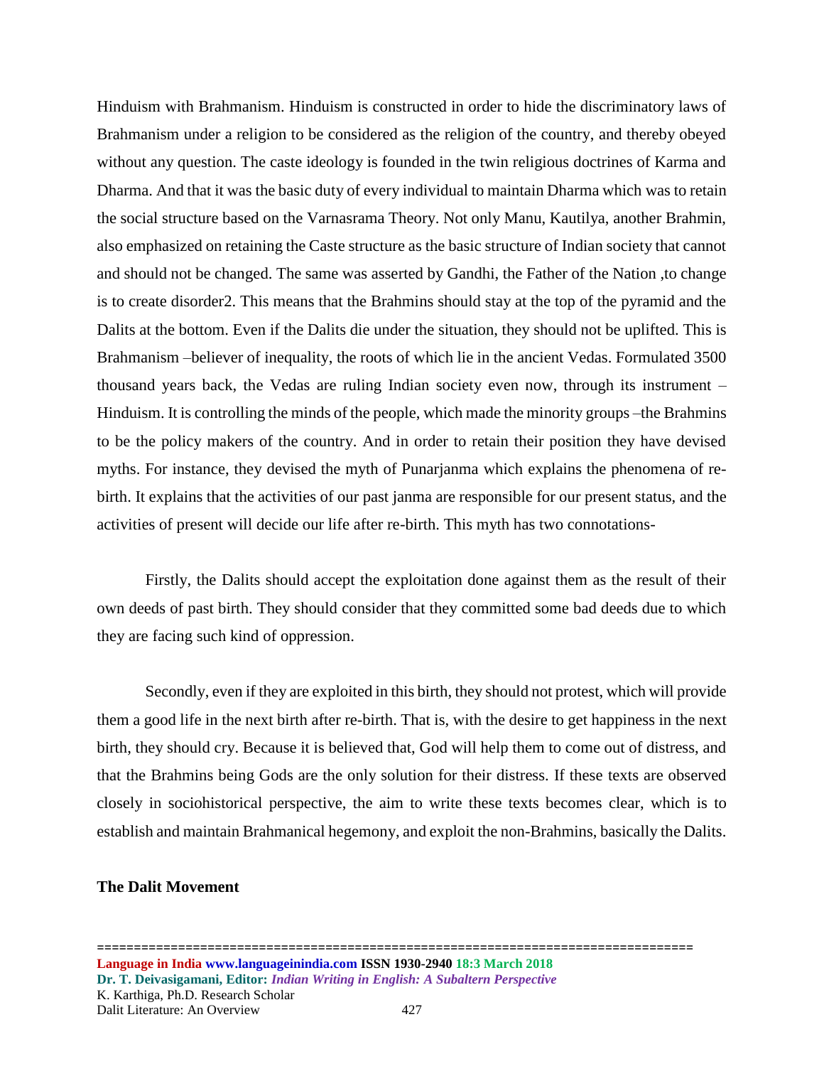Hinduism with Brahmanism. Hinduism is constructed in order to hide the discriminatory laws of Brahmanism under a religion to be considered as the religion of the country, and thereby obeyed without any question. The caste ideology is founded in the twin religious doctrines of Karma and Dharma. And that it was the basic duty of every individual to maintain Dharma which was to retain the social structure based on the Varnasrama Theory. Not only Manu, Kautilya, another Brahmin, also emphasized on retaining the Caste structure as the basic structure of Indian society that cannot and should not be changed. The same was asserted by Gandhi, the Father of the Nation ,to change is to create disorder2. This means that the Brahmins should stay at the top of the pyramid and the Dalits at the bottom. Even if the Dalits die under the situation, they should not be uplifted. This is Brahmanism –believer of inequality, the roots of which lie in the ancient Vedas. Formulated 3500 thousand years back, the Vedas are ruling Indian society even now, through its instrument – Hinduism. It is controlling the minds of the people, which made the minority groups –the Brahmins to be the policy makers of the country. And in order to retain their position they have devised myths. For instance, they devised the myth of Punarjanma which explains the phenomena of re-birth. It explains that the activities of our past janma are responsible for our present status, and the activities of present will decide our life after re-birth. This myth has two connotations-

Firstly, the Dalits should accept the exploitation done against them as the result of their own deeds of past birth. They should consider that they committed some bad deeds due to which they are facing such kind of oppression.

Secondly, even if they are exploited in this birth, they should not protest, which will provide them a good life in the next birth after re-birth. That is, with the desire to get happiness in the next birth, they should cry. Because it is believed that, God will help them to come out of distress, and that the Brahmins being Gods are the only solution for their distress. If these texts are observed closely in sociohistorical perspective, the aim to write these texts becomes clear, which is to establish and maintain Brahmanical hegemony, and exploit the non-Brahmins, basically the Dalits.

**The Dalit Movement**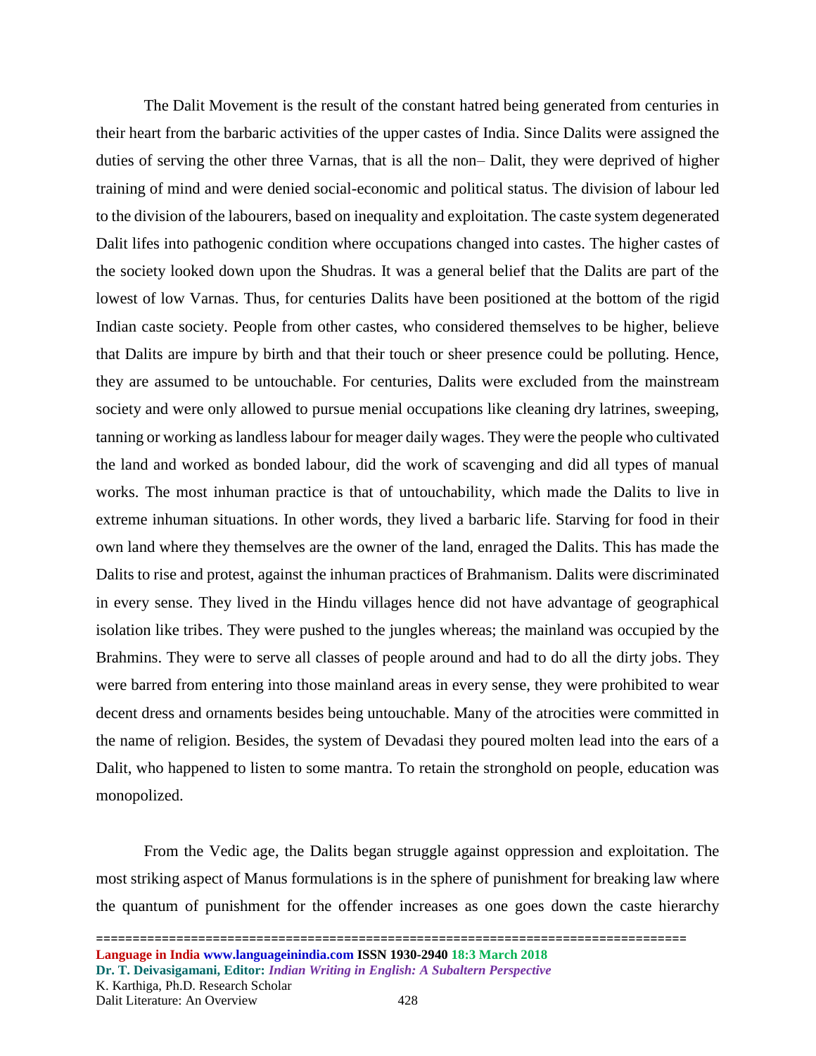The Dalit Movement is the result of the constant hatred being generated from centuries in their heart from the barbaric activities of the upper castes of India. Since Dalits were assigned the duties of serving the other three Varnas, that is all the non– Dalit, they were deprived of higher training of mind and were denied social-economic and political status. The division of labour led to the division of the labourers, based on inequality and exploitation. The caste system degenerated Dalit lifes into pathogenic condition where occupations changed into castes. The higher castes of the society looked down upon the Shudras. It was a general belief that the Dalits are part of the lowest of low Varnas. Thus, for centuries Dalits have been positioned at the bottom of the rigid Indian caste society. People from other castes, who considered themselves to be higher, believe that Dalits are impure by birth and that their touch or sheer presence could be polluting. Hence, they are assumed to be untouchable. For centuries, Dalits were excluded from the mainstream society and were only allowed to pursue menial occupations like cleaning dry latrines, sweeping, tanning or working as landless labour for meager daily wages. They were the people who cultivated the land and worked as bonded labour, did the work of scavenging and did all types of manual works. The most inhuman practice is that of untouchability, which made the Dalits to live in extreme inhuman situations. In other words, they lived a barbaric life. Starving for food in their own land where they themselves are the owner of the land, enraged the Dalits. This has made the Dalits to rise and protest, against the inhuman practices of Brahmanism. Dalits were discriminated in every sense. They lived in the Hindu villages hence did not have advantage of geographical isolation like tribes. They were pushed to the jungles whereas; the mainland was occupied by the Brahmins. They were to serve all classes of people around and had to do all the dirty jobs. They were barred from entering into those mainland areas in every sense, they were prohibited to wear decent dress and ornaments besides being untouchable. Many of the atrocities were committed in the name of religion. Besides, the system of Devadasi they poured molten lead into the ears of a Dalit, who happened to listen to some mantra. To retain the stronghold on people, education was monopolized.

From the Vedic age, the Dalits began struggle against oppression and exploitation. The most striking aspect of Manus formulations is in the sphere of punishment for breaking law where the quantum of punishment for the offender increases as one goes down the caste hierarchy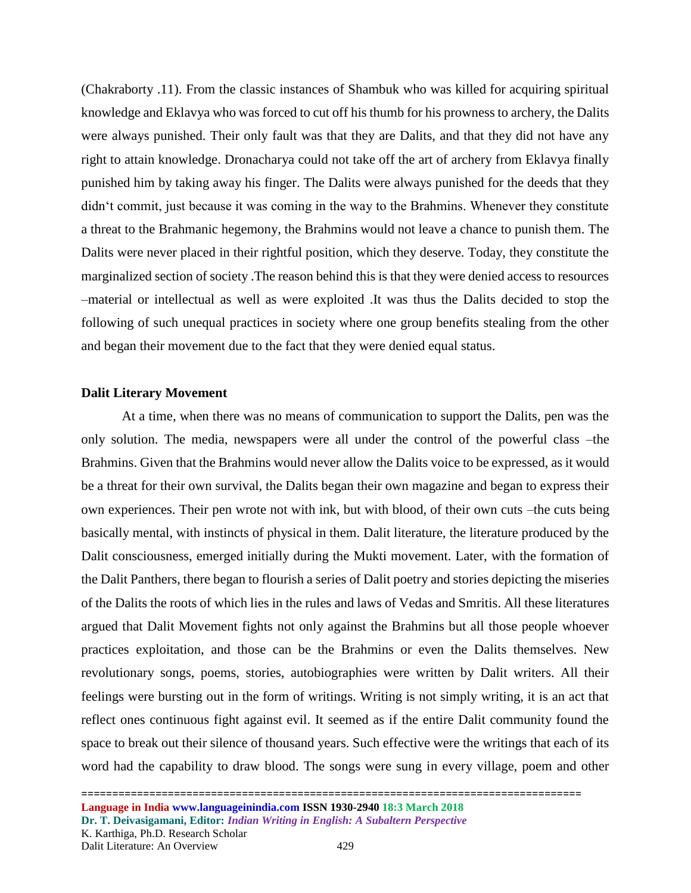(Chakraborty .11). From the classic instances of Shambuk who was killed for acquiring spiritual knowledge and Eklavya who was forced to cut off his thumb for his prowness to archery, the Dalits were always punished. Their only fault was that they are Dalits, and that they did not have any right to attain knowledge. Dronacharya could not take off the art of archery from Eklavya finally punished him by taking away his finger. The Dalits were always punished for the deeds that they didn't commit, just because it was coming in the way to the Brahmins. Whenever they constitute a threat to the Brahmanic hegemony, the Brahmins would not leave a chance to punish them. The Dalits were never placed in their rightful position, which they deserve. Today, they constitute the marginalized section of society .The reason behind this is that they were denied access to resources –material or intellectual as well as were exploited .It was thus the Dalits decided to stop the following of such unequal practices in society where one group benefits stealing from the other and began their movement due to the fact that they were denied equal status.

**Dalit Literary Movement**

At a time, when there was no means of communication to support the Dalits, pen was the only solution. The media, newspapers were all under the control of the powerful class –the Brahmins. Given that the Brahmins would never allow the Dalits voice to be expressed, as it would be a threat for their own survival, the Dalits began their own magazine and began to express their own experiences. Their pen wrote not with ink, but with blood, of their own cuts –the cuts being basically mental, with instincts of physical in them. Dalit literature, the literature produced by the Dalit consciousness, emerged initially during the Mukti movement. Later, with the formation of the Dalit Panthers, there began to flourish a series of Dalit poetry and stories depicting the miseries of the Dalits the roots of which lies in the rules and laws of Vedas and Smritis. All these literatures argued that Dalit Movement fights not only against the Brahmins but all those people whoever practices exploitation, and those can be the Brahmins or even the Dalits themselves. New revolutionary songs, poems, stories, autobiographies were written by Dalit writers. All their feelings were bursting out in the form of writings. Writing is not simply writing, it is an act that reflect ones continuous fight against evil. It seemed as if the entire Dalit community found the space to break out their silence of thousand years. Such effective were the writings that each of its word had the capability to draw blood. The songs were sung in every village, poem and other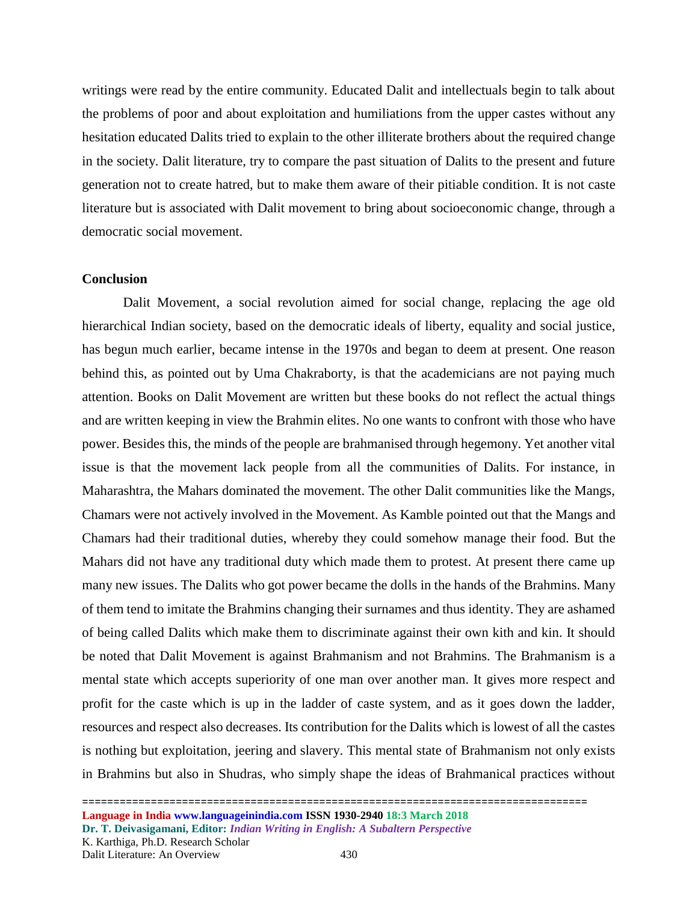writings were read by the entire community. Educated Dalit and intellectuals begin to talk about the problems of poor and about exploitation and humiliations from the upper castes without any hesitation educated Dalits tried to explain to the other illiterate brothers about the required change in the society. Dalit literature, try to compare the past situation of Dalits to the present and future generation not to create hatred, but to make them aware of their pitiable condition. It is not caste literature but is associated with Dalit movement to bring about socioeconomic change, through a democratic social movement.

**Conclusion**

Dalit Movement, a social revolution aimed for social change, replacing the age old hierarchical Indian society, based on the democratic ideals of liberty, equality and social justice, has begun much earlier, became intense in the 1970s and began to deem at present. One reason behind this, as pointed out by Uma Chakraborty, is that the academicians are not paying much attention. Books on Dalit Movement are written but these books do not reflect the actual things and are written keeping in view the Brahmin elites. No one wants to confront with those who have power. Besides this, the minds of the people are brahmanised through hegemony. Yet another vital issue is that the movement lack people from all the communities of Dalits. For instance, in Maharashtra, the Mahars dominated the movement. The other Dalit communities like the Mangs, Chamars were not actively involved in the Movement. As Kamble pointed out that the Mangs and Chamars had their traditional duties, whereby they could somehow manage their food. But the Mahars did not have any traditional duty which made them to protest. At present there came up many new issues. The Dalits who got power became the dolls in the hands of the Brahmins. Many of them tend to imitate the Brahmins changing their surnames and thus identity. They are ashamed of being called Dalits which make them to discriminate against their own kith and kin. It should be noted that Dalit Movement is against Brahmanism and not Brahmins. The Brahmanism is a mental state which accepts superiority of one man over another man. It gives more respect and profit for the caste which is up in the ladder of caste system, and as it goes down the ladder, resources and respect also decreases. Its contribution for the Dalits which is lowest of all the castes is nothing but exploitation, jeering and slavery. This mental state of Brahmanism not only exists in Brahmins but also in Shudras, who simply shape the ideas of Brahmanical practices without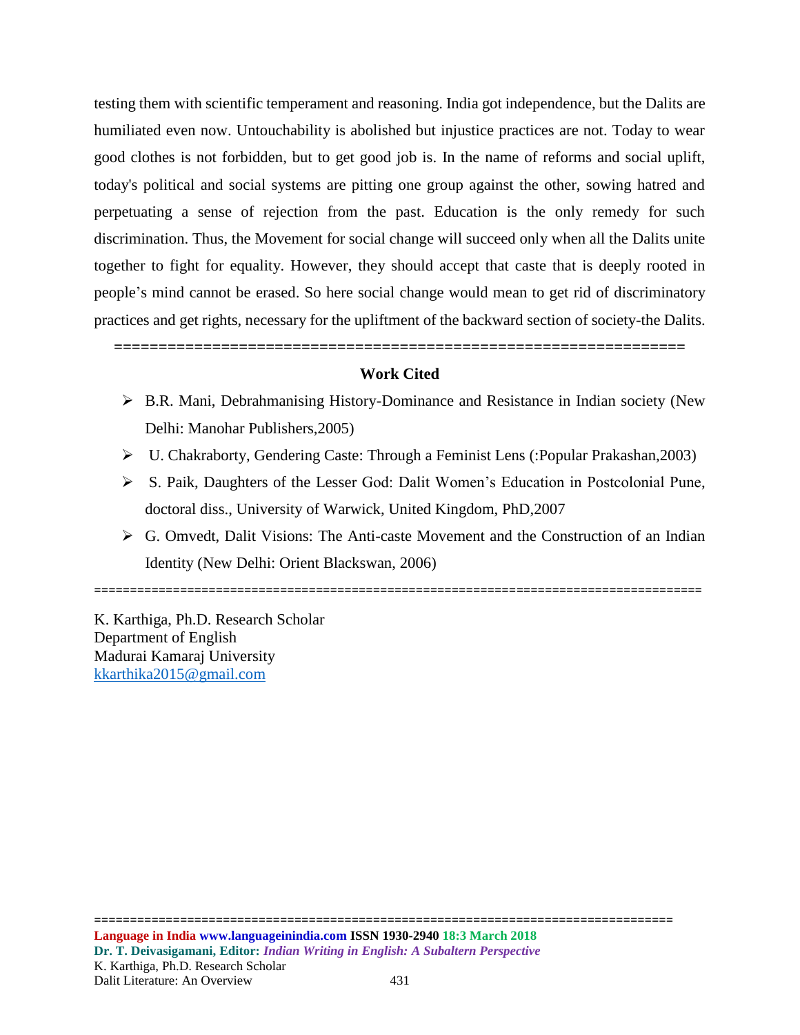testing them with scientific temperament and reasoning. India got independence, but the Dalits are humiliated even now. Untouchability is abolished but injustice practices are not. Today to wear good clothes is not forbidden, but to get good job is. In the name of reforms and social uplift, today's political and social systems are pitting one group against the other, sowing hatred and perpetuating a sense of rejection from the past. Education is the only remedy for such discrimination. Thus, the Movement for social change will succeed only when all the Dalits unite together to fight for equality. However, they should accept that caste that is deeply rooted in people's mind cannot be erased. So here social change would mean to get rid of discriminatory practices and get rights, necessary for the upliftment of the backward section of society-the Dalits.

=================================================================

**Work Cited**

- B.R. Mani, Debrahmanising History-Dominance and Resistance in Indian society (New Delhi: Manohar Publishers,2005)
- U. Chakraborty, Gendering Caste: Through a Feminist Lens (:Popular Prakashan,2003)
- S. Paik, Daughters of the Lesser God: Dalit Women's Education in Postcolonial Pune, doctoral diss., University of Warwick, United Kingdom, PhD,2007
- G. Omvedt, Dalit Visions: The Anti-caste Movement and the Construction of an Indian Identity (New Delhi: Orient Blackswan, 2006)

=================================================================================

K. Karthiga, Ph.D. Research Scholar
Department of English
Madurai Kamaraj University
kkarthika2015@gmail.com